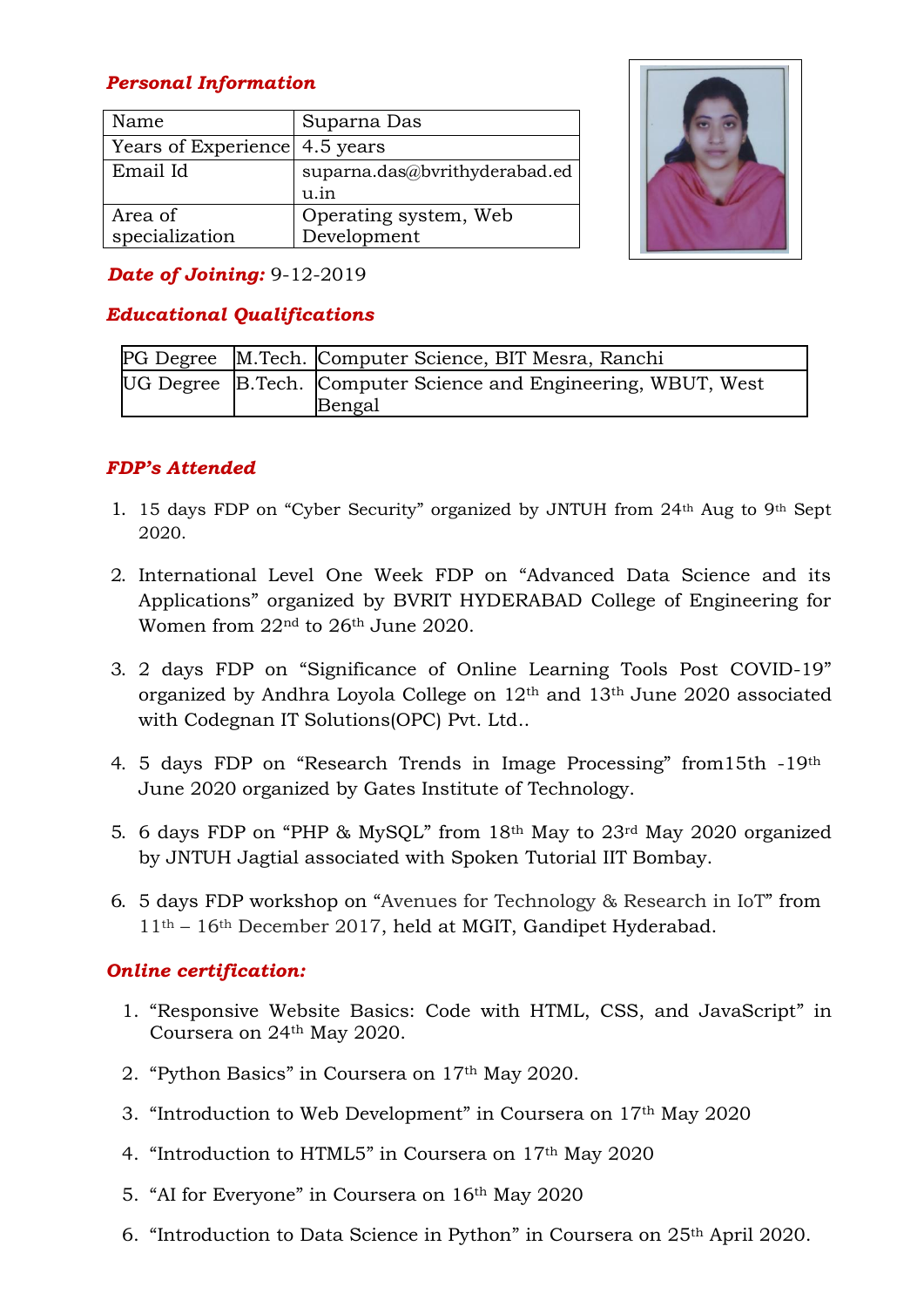## *Personal Information*

| Name | Suparna Das |
|---|---|
| Years of Experience | 4.5 years |
| Email Id | suparna.das@bvrithyderabad.edu.in |
| Area of specialization | Operating system, Web Development |

***Date of Joining:*** 9-12-2019

## *Educational Qualifications*

| PG Degree | M.Tech. | Computer Science, BIT Mesra, Ranchi |
|---|---|---|
| UG Degree | B.Tech. | Computer Science and Engineering, WBUT, West Bengal |

## *FDP's Attended*

1. 15 days FDP on "Cyber Security" organized by JNTUH from 24th Aug to 9th Sept 2020.
2. International Level One Week FDP on "Advanced Data Science and its Applications" organized by BVRIT HYDERABAD College of Engineering for Women from 22nd to 26th June 2020.
3. 2 days FDP on "Significance of Online Learning Tools Post COVID-19" organized by Andhra Loyola College on 12th and 13th June 2020 associated with Codegnan IT Solutions(OPC) Pvt. Ltd..
4. 5 days FDP on "Research Trends in Image Processing" from15th -19th June 2020 organized by Gates Institute of Technology.
5. 6 days FDP on "PHP & MySQL" from 18th May to 23rd May 2020 organized by JNTUH Jagtial associated with Spoken Tutorial IIT Bombay.
6. 5 days FDP workshop on "Avenues for Technology & Research in IoT" from 11th – 16th December 2017, held at MGIT, Gandipet Hyderabad.

## *Online certification:*

1. "Responsive Website Basics: Code with HTML, CSS, and JavaScript" in Coursera on 24th May 2020.
2. "Python Basics" in Coursera on 17th May 2020.
3. "Introduction to Web Development" in Coursera on 17th May 2020
4. "Introduction to HTML5" in Coursera on 17th May 2020
5. "AI for Everyone" in Coursera on 16th May 2020
6. "Introduction to Data Science in Python" in Coursera on 25th April 2020.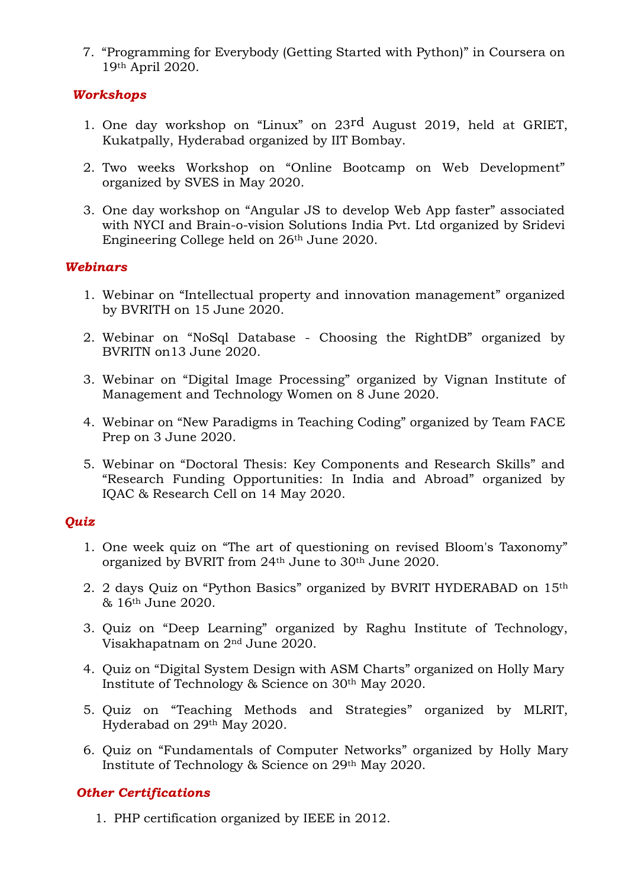7. "Programming for Everybody (Getting Started with Python)" in Coursera on 19th April 2020.

### *Workshops*

1. One day workshop on "Linux" on 23rd August 2019, held at GRIET, Kukatpally, Hyderabad organized by IIT Bombay.

2. Two weeks Workshop on "Online Bootcamp on Web Development" organized by SVES in May 2020.

3. One day workshop on "Angular JS to develop Web App faster" associated with NYCI and Brain-o-vision Solutions India Pvt. Ltd organized by Sridevi Engineering College held on 26th June 2020.

### *Webinars*

1. Webinar on "Intellectual property and innovation management" organized by BVRITH on 15 June 2020.

2. Webinar on "NoSql Database - Choosing the RightDB" organized by BVRITN on13 June 2020.

3. Webinar on "Digital Image Processing" organized by Vignan Institute of Management and Technology Women on 8 June 2020.

4. Webinar on "New Paradigms in Teaching Coding" organized by Team FACE Prep on 3 June 2020.

5. Webinar on "Doctoral Thesis: Key Components and Research Skills" and "Research Funding Opportunities: In India and Abroad" organized by IQAC & Research Cell on 14 May 2020.

### *Quiz*

1. One week quiz on "The art of questioning on revised Bloom's Taxonomy" organized by BVRIT from 24th June to 30th June 2020.

2. 2 days Quiz on "Python Basics" organized by BVRIT HYDERABAD on 15th & 16th June 2020.

3. Quiz on "Deep Learning" organized by Raghu Institute of Technology, Visakhapatnam on 2nd June 2020.

4. Quiz on "Digital System Design with ASM Charts" organized on Holly Mary Institute of Technology & Science on 30th May 2020.

5. Quiz on "Teaching Methods and Strategies" organized by MLRIT, Hyderabad on 29th May 2020.

6. Quiz on "Fundamentals of Computer Networks" organized by Holly Mary Institute of Technology & Science on 29th May 2020.

### *Other Certifications*

1. PHP certification organized by IEEE in 2012.